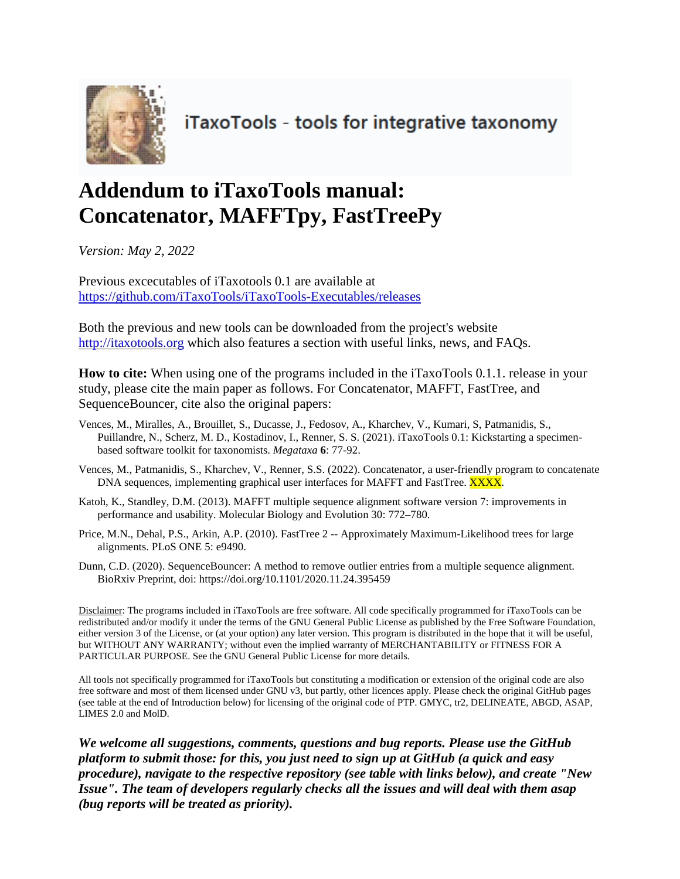iTaxoTools - tools for integrative taxonomy

# Addendum to iTaxoTools manual: Concatenator, MAFFTpy, FastTreePy

*Version: May 2, 2022*

Previous excecutables of iTaxotools 0.1 are available at [https://github.com/iTaxoTools/iTaxoTools-Executables/releases](https://github.com/iTaxoTools/iTaxoTools-Executables/releases)

Both the previous and new tools can be downloaded from the project's website [http://itaxotools.org](http://itaxotools.org) which also features a section with useful links, news, and FAQs.

**How to cite:** When using one of the programs included in the iTaxoTools 0.1.1. release in your study, please cite the main paper as follows. For Concatenator, MAFFT, FastTree, and SequenceBouncer, cite also the original papers:

Vences, M., Miralles, A., Brouillet, S., Ducasse, J., Fedosov, A., Kharchev, V., Kumari, S, Patmanidis, S., Puillandre, N., Scherz, M. D., Kostadinov, I., Renner, S. S. (2021). iTaxoTools 0.1: Kickstarting a specimen-based software toolkit for taxonomists. *Megataxa* **6**: 77-92.

Vences, M., Patmanidis, S., Kharchev, V., Renner, S.S. (2022). Concatenator, a user-friendly program to concatenate DNA sequences, implementing graphical user interfaces for MAFFT and FastTree. XXXX.

Katoh, K., Standley, D.M. (2013). MAFFT multiple sequence alignment software version 7: improvements in performance and usability. Molecular Biology and Evolution 30: 772–780.

Price, M.N., Dehal, P.S., Arkin, A.P. (2010). FastTree 2 -- Approximately Maximum-Likelihood trees for large alignments. PLoS ONE 5: e9490.

Dunn, C.D. (2020). SequenceBouncer: A method to remove outlier entries from a multiple sequence alignment. BioRxiv Preprint, doi: https://doi.org/10.1101/2020.11.24.395459

Disclaimer: The programs included in iTaxoTools are free software. All code specifically programmed for iTaxoTools can be redistributed and/or modify it under the terms of the GNU General Public License as published by the Free Software Foundation, either version 3 of the License, or (at your option) any later version. This program is distributed in the hope that it will be useful, but WITHOUT ANY WARRANTY; without even the implied warranty of MERCHANTABILITY or FITNESS FOR A PARTICULAR PURPOSE. See the GNU General Public License for more details.

All tools not specifically programmed for iTaxoTools but constituting a modification or extension of the original code are also free software and most of them licensed under GNU v3, but partly, other licences apply. Please check the original GitHub pages (see table at the end of Introduction below) for licensing of the original code of PTP. GMYC, tr2, DELINEATE, ABGD, ASAP, LIMES 2.0 and MolD.

***We welcome all suggestions, comments, questions and bug reports. Please use the GitHub platform to submit those: for this, you just need to sign up at GitHub (a quick and easy procedure), navigate to the respective repository (see table with links below), and create "New Issue". The team of developers regularly checks all the issues and will deal with them asap (bug reports will be treated as priority).***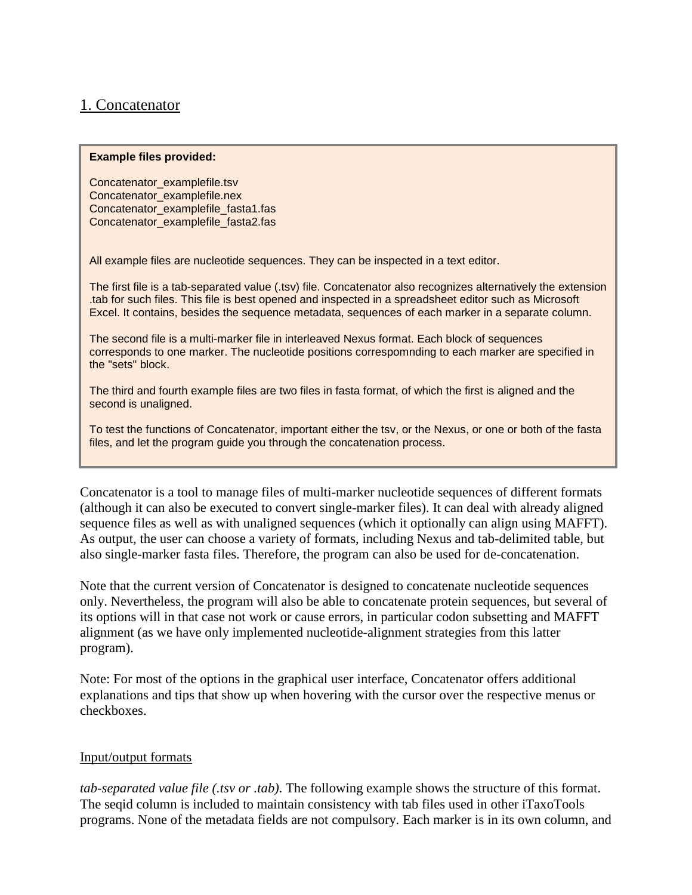## 1. Concatenator

> **Example files provided:**
>
> Concatenator_examplefile.tsv
> Concatenator_examplefile.nex
> Concatenator_examplefile_fasta1.fas
> Concatenator_examplefile_fasta2.fas
>
> All example files are nucleotide sequences. They can be inspected in a text editor.
>
> The first file is a tab-separated value (.tsv) file. Concatenator also recognizes alternatively the extension .tab for such files. This file is best opened and inspected in a spreadsheet editor such as Microsoft Excel. It contains, besides the sequence metadata, sequences of each marker in a separate column.
>
> The second file is a multi-marker file in interleaved Nexus format. Each block of sequences corresponds to one marker. The nucleotide positions correspomnding to each marker are specified in the "sets" block.
>
> The third and fourth example files are two files in fasta format, of which the first is aligned and the second is unaligned.
>
> To test the functions of Concatenator, important either the tsv, or the Nexus, or one or both of the fasta files, and let the program guide you through the concatenation process.

Concatenator is a tool to manage files of multi-marker nucleotide sequences of different formats (although it can also be executed to convert single-marker files). It can deal with already aligned sequence files as well as with unaligned sequences (which it optionally can align using MAFFT). As output, the user can choose a variety of formats, including Nexus and tab-delimited table, but also single-marker fasta files. Therefore, the program can also be used for de-concatenation.

Note that the current version of Concatenator is designed to concatenate nucleotide sequences only. Nevertheless, the program will also be able to concatenate protein sequences, but several of its options will in that case not work or cause errors, in particular codon subsetting and MAFFT alignment (as we have only implemented nucleotide-alignment strategies from this latter program).

Note: For most of the options in the graphical user interface, Concatenator offers additional explanations and tips that show up when hovering with the cursor over the respective menus or checkboxes.

### Input/output formats

*tab-separated value file (.tsv or .tab).* The following example shows the structure of this format. The seqid column is included to maintain consistency with tab files used in other iTaxoTools programs. None of the metadata fields are not compulsory. Each marker is in its own column, and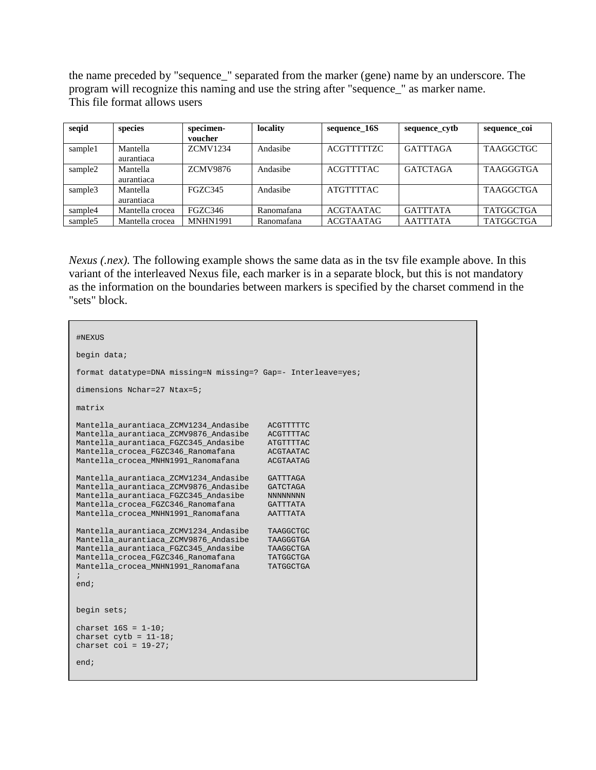the name preceded by "sequence_" separated from the marker (gene) name by an underscore. The program will recognize this naming and use the string after "sequence_" as marker name. This file format allows users

| seqid | species | specimen-voucher | locality | sequence_16S | sequence_cytb | sequence_coi |
|---|---|---|---|---|---|---|
| sample1 | Mantella aurantiaca | ZCMV1234 | Andasibe | ACGTTTTTZC | GATTTAGA | TAAGGCTGC |
| sample2 | Mantella aurantiaca | ZCMV9876 | Andasibe | ACGTTTTAC | GATCTAGA | TAAGGGTGA |
| sample3 | Mantella aurantiaca | FGZC345 | Andasibe | ATGTTTTAC | | TAAGGCTGA |
| sample4 | Mantella crocea | FGZC346 | Ranomafana | ACGTAATAC | GATTTATA | TATGGCTGA |
| sample5 | Mantella crocea | MNHN1991 | Ranomafana | ACGTAATAG | AATTTATA | TATGGCTGA |

*Nexus (.nex).* The following example shows the same data as in the tsv file example above. In this variant of the interleaved Nexus file, each marker is in a separate block, but this is not mandatory as the information on the boundaries between markers is specified by the charset commend in the "sets" block.

```
#NEXUS

begin data;

format datatype=DNA missing=N missing=? Gap=- Interleave=yes;

dimensions Nchar=27 Ntax=5;

matrix

Mantella_aurantiaca_ZCMV1234_Andasibe    ACGTTTTTC
Mantella_aurantiaca_ZCMV9876_Andasibe    ACGTTTTAC
Mantella_aurantiaca_FGZC345_Andasibe     ATGTTTTAC
Mantella_crocea_FGZC346_Ranomafana       ACGTAATAC
Mantella_crocea_MNHN1991_Ranomafana      ACGTAATAG

Mantella_aurantiaca_ZCMV1234_Andasibe    GATTTAGA
Mantella_aurantiaca_ZCMV9876_Andasibe    GATCTAGA
Mantella_aurantiaca_FGZC345_Andasibe     NNNNNNNN
Mantella_crocea_FGZC346_Ranomafana       GATTTATA
Mantella_crocea_MNHN1991_Ranomafana      AATTTATA

Mantella_aurantiaca_ZCMV1234_Andasibe    TAAGGCTGC
Mantella_aurantiaca_ZCMV9876_Andasibe    TAAGGGTGA
Mantella_aurantiaca_FGZC345_Andasibe     TAAGGCTGA
Mantella_crocea_FGZC346_Ranomafana       TATGGCTGA
Mantella_crocea_MNHN1991_Ranomafana      TATGGCTGA
;
end;


begin sets;

charset 16S = 1-10;
charset cytb = 11-18;
charset coi = 19-27;

end;
```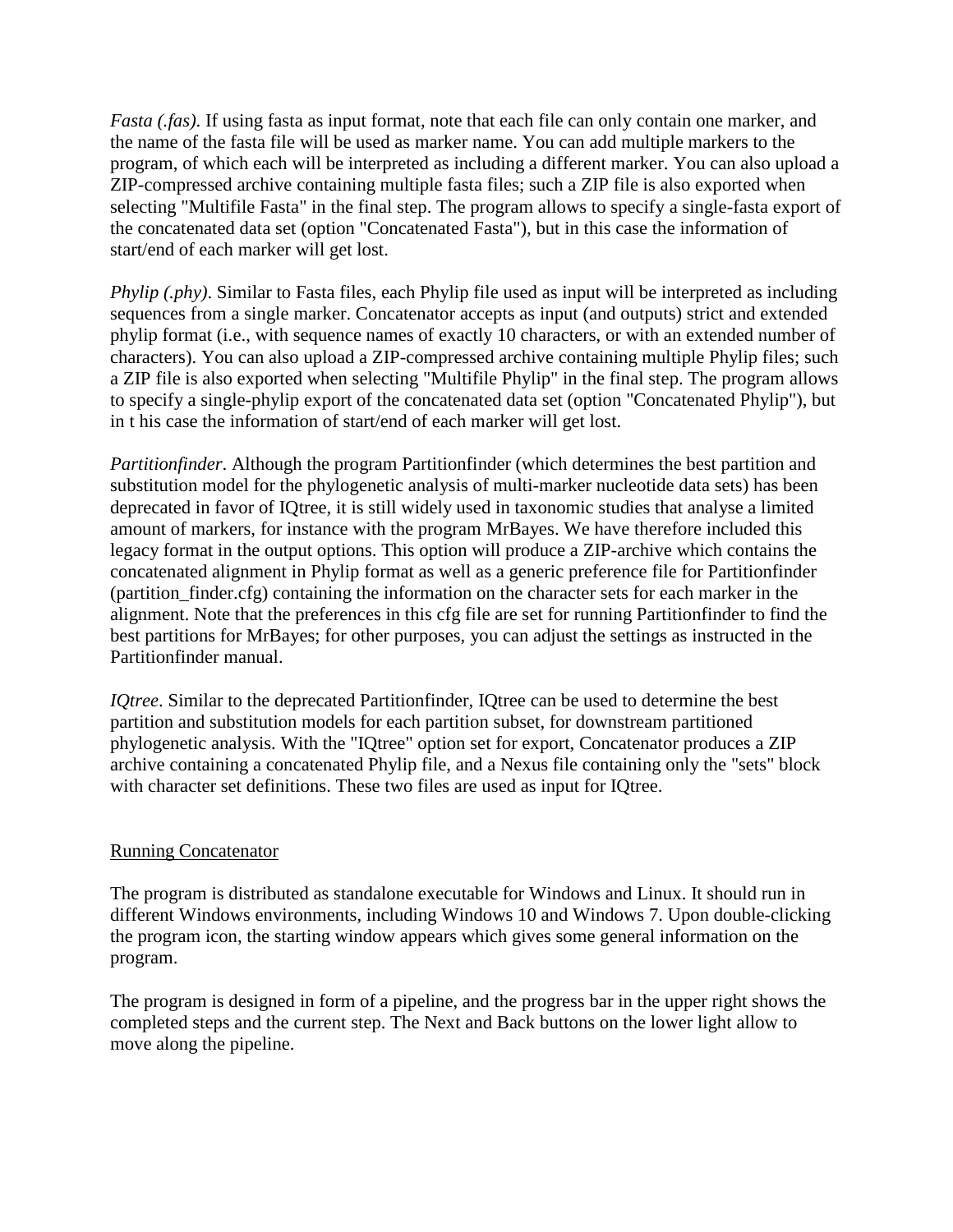*Fasta (.fas)*. If using fasta as input format, note that each file can only contain one marker, and the name of the fasta file will be used as marker name. You can add multiple markers to the program, of which each will be interpreted as including a different marker. You can also upload a ZIP-compressed archive containing multiple fasta files; such a ZIP file is also exported when selecting "Multifile Fasta" in the final step. The program allows to specify a single-fasta export of the concatenated data set (option "Concatenated Fasta"), but in this case the information of start/end of each marker will get lost.

*Phylip (.phy)*. Similar to Fasta files, each Phylip file used as input will be interpreted as including sequences from a single marker. Concatenator accepts as input (and outputs) strict and extended phylip format (i.e., with sequence names of exactly 10 characters, or with an extended number of characters). You can also upload a ZIP-compressed archive containing multiple Phylip files; such a ZIP file is also exported when selecting "Multifile Phylip" in the final step. The program allows to specify a single-phylip export of the concatenated data set (option "Concatenated Phylip"), but in t his case the information of start/end of each marker will get lost.

*Partitionfinder*. Although the program Partitionfinder (which determines the best partition and substitution model for the phylogenetic analysis of multi-marker nucleotide data sets) has been deprecated in favor of IQtree, it is still widely used in taxonomic studies that analyse a limited amount of markers, for instance with the program MrBayes. We have therefore included this legacy format in the output options. This option will produce a ZIP-archive which contains the concatenated alignment in Phylip format as well as a generic preference file for Partitionfinder (partition_finder.cfg) containing the information on the character sets for each marker in the alignment. Note that the preferences in this cfg file are set for running Partitionfinder to find the best partitions for MrBayes; for other purposes, you can adjust the settings as instructed in the Partitionfinder manual.

*IQtree*. Similar to the deprecated Partitionfinder, IQtree can be used to determine the best partition and substitution models for each partition subset, for downstream partitioned phylogenetic analysis. With the "IQtree" option set for export, Concatenator produces a ZIP archive containing a concatenated Phylip file, and a Nexus file containing only the "sets" block with character set definitions. These two files are used as input for IQtree.

## Running Concatenator

The program is distributed as standalone executable for Windows and Linux. It should run in different Windows environments, including Windows 10 and Windows 7. Upon double-clicking the program icon, the starting window appears which gives some general information on the program.

The program is designed in form of a pipeline, and the progress bar in the upper right shows the completed steps and the current step. The Next and Back buttons on the lower light allow to move along the pipeline.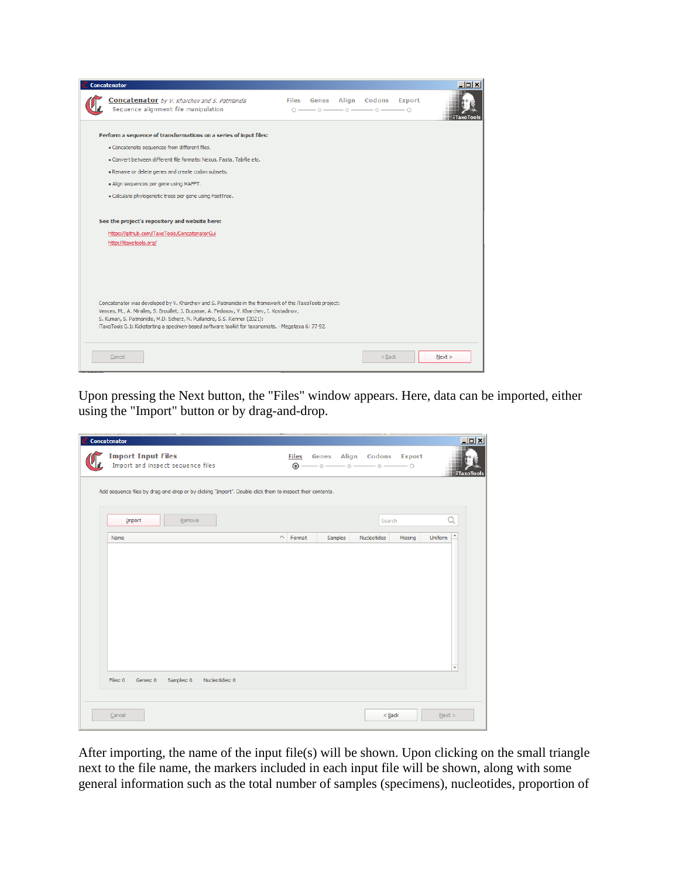Upon pressing the Next button, the "Files" window appears. Here, data can be imported, either using the "Import" button or by drag-and-drop.

After importing, the name of the input file(s) will be shown. Upon clicking on the small triangle next to the file name, the markers included in each input file will be shown, along with some general information such as the total number of samples (specimens), nucleotides, proportion of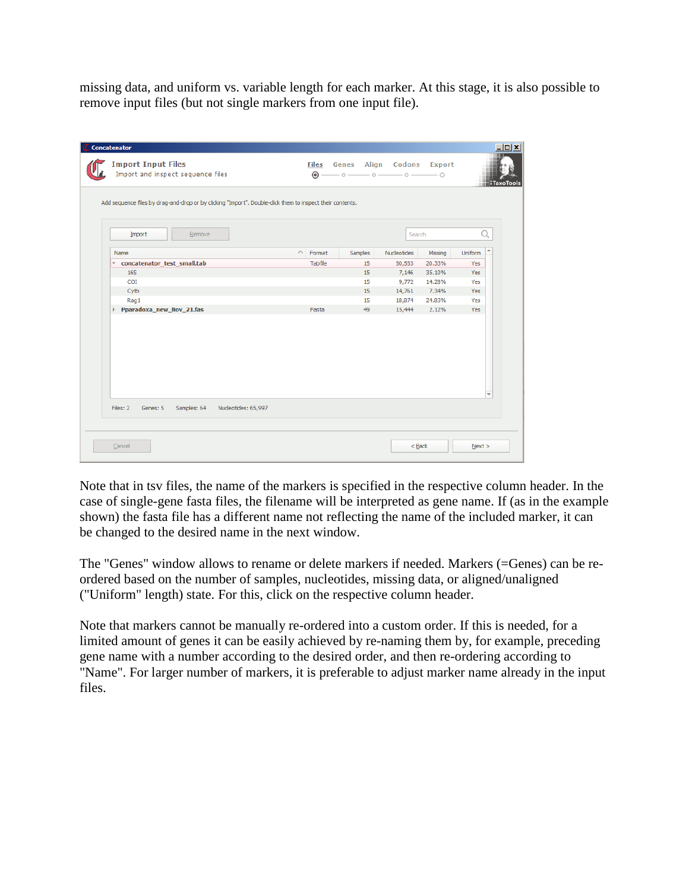missing data, and uniform vs. variable length for each marker. At this stage, it is also possible to remove input files (but not single markers from one input file).

Note that in tsv files, the name of the markers is specified in the respective column header. In the case of single-gene fasta files, the filename will be interpreted as gene name. If (as in the example shown) the fasta file has a different name not reflecting the name of the included marker, it can be changed to the desired name in the next window.

The "Genes" window allows to rename or delete markers if needed. Markers (=Genes) can be re-ordered based on the number of samples, nucleotides, missing data, or aligned/unaligned ("Uniform" length) state. For this, click on the respective column header.

Note that markers cannot be manually re-ordered into a custom order. If this is needed, for a limited amount of genes it can be easily achieved by re-naming them by, for example, preceding gene name with a number according to the desired order, and then re-ordering according to "Name". For larger number of markers, it is preferable to adjust marker name already in the input files.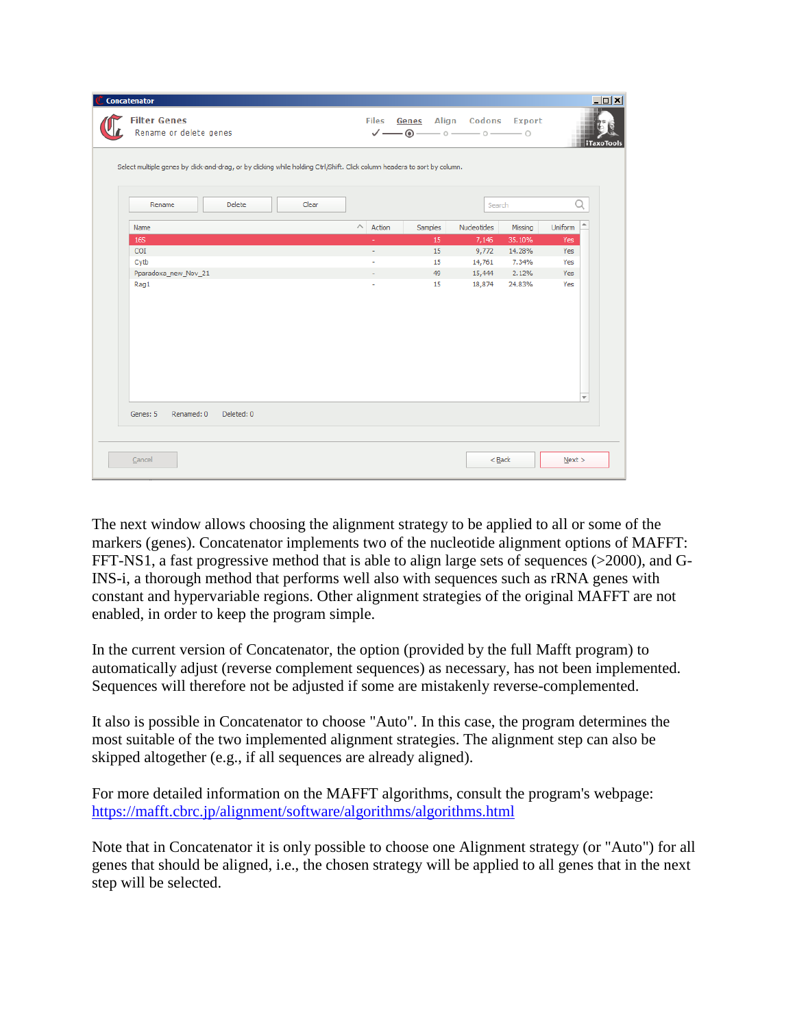| Name | Action | Samples | Nucleotides | Missing | Uniform |
|---|---|---|---|---|---|
| 16S | - | 15 | 7,146 | 35.10% | Yes |
| COI | - | 15 | 9,772 | 14.28% | Yes |
| Cytb | - | 15 | 14,761 | 7.34% | Yes |
| Pparadoxa_new_Nov_21 | - | 49 | 15,444 | 2.12% | Yes |
| Rag1 | - | 15 | 18,874 | 24.83% | Yes |

The next window allows choosing the alignment strategy to be applied to all or some of the markers (genes). Concatenator implements two of the nucleotide alignment options of MAFFT: FFT-NS1, a fast progressive method that is able to align large sets of sequences (>2000), and G-INS-i, a thorough method that performs well also with sequences such as rRNA genes with constant and hypervariable regions. Other alignment strategies of the original MAFFT are not enabled, in order to keep the program simple.

In the current version of Concatenator, the option (provided by the full Mafft program) to automatically adjust (reverse complement sequences) as necessary, has not been implemented. Sequences will therefore not be adjusted if some are mistakenly reverse-complemented.

It also is possible in Concatenator to choose "Auto". In this case, the program determines the most suitable of the two implemented alignment strategies. The alignment step can also be skipped altogether (e.g., if all sequences are already aligned).

For more detailed information on the MAFFT algorithms, consult the program's webpage: https://mafft.cbrc.jp/alignment/software/algorithms/algorithms.html

Note that in Concatenator it is only possible to choose one Alignment strategy (or "Auto") for all genes that should be aligned, i.e., the chosen strategy will be applied to all genes that in the next step will be selected.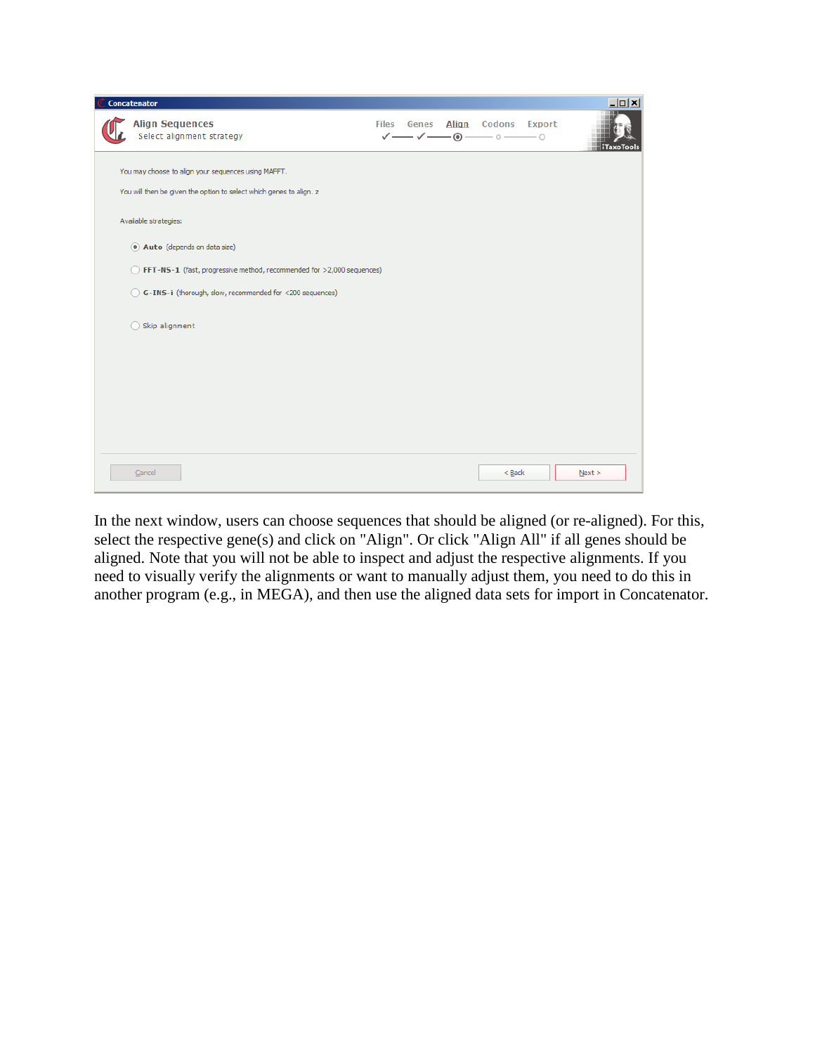Concatenator

**Align Sequences**
Select alignment strategy

Files ✓ — Genes ✓ — Align — Codons — Export

iTaxoTools

You may choose to align your sequences using MAFFT.

You will then be given the option to select which genes to align. z

Available strategies:

- (•) **Auto** (depends on data size)
- ( ) **FFT-NS-1** (fast, progressive method, recommended for >2,000 sequences)
- ( ) **G-INS-i** (thorough, slow, recommended for <200 sequences)
- ( ) Skip alignment

Cancel | < Back | Next >

In the next window, users can choose sequences that should be aligned (or re-aligned). For this, select the respective gene(s) and click on "Align". Or click "Align All" if all genes should be aligned. Note that you will not be able to inspect and adjust the respective alignments. If you need to visually verify the alignments or want to manually adjust them, you need to do this in another program (e.g., in MEGA), and then use the aligned data sets for import in Concatenator.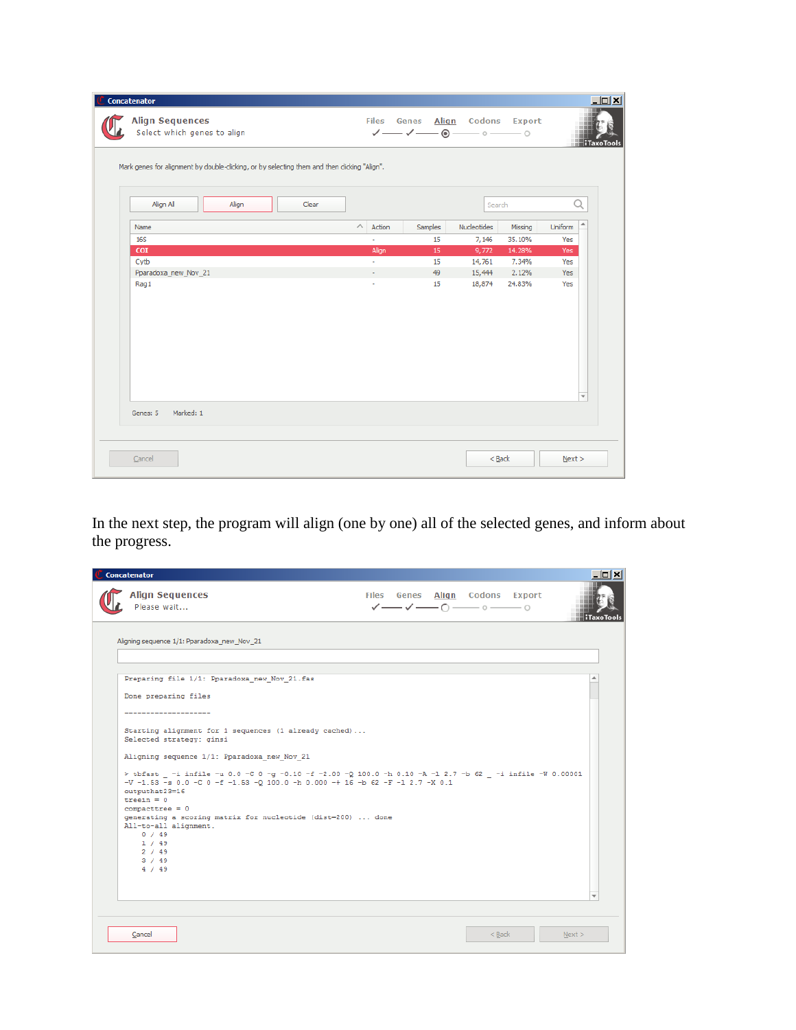**Concatenator**

**Align Sequences**
Select which genes to align

Files — Genes — Align — Codons — Export

Mark genes for alignment by double-clicking, or by selecting them and then clicking "Align".

Align All | Align | Clear | Search

| Name | Action | Samples | Nucleotides | Missing | Uniform |
|---|---|---|---|---|---|
| 16S | - | 15 | 7,146 | 35.10% | Yes |
| COI | Align | 15 | 9,772 | 14.28% | Yes |
| Cytb | - | 15 | 14,761 | 7.34% | Yes |
| Pparadoxa_new_Nov_21 | - | 49 | 15,444 | 2.12% | Yes |
| Rag1 | - | 15 | 18,874 | 24.83% | Yes |

Genes: 5 Marked: 1

Cancel | < Back | Next >

In the next step, the program will align (one by one) all of the selected genes, and inform about the progress.

**Concatenator**

**Align Sequences**
Please wait...

Files — Genes — Align — Codons — Export

Aligning sequence 1/1: Pparadoxa_new_Nov_21

```
Preparing file 1/1: Pparadoxa_new_Nov_21.fas

Done preparing files

--------------------

Starting alignment for 1 sequences (1 already cached)...
Selected strategy: ginsi

Aligning sequence 1/1: Pparadoxa_new_Nov_21

> tbfast _ -i infile -u 0.0 -C 0 -g -0.10 -f -2.00 -Q 100.0 -h 0.10 -A -1 2.7 -b 62 _ -i infile -W 0.00001
-V -1.53 -s 0.0 -C 0 -f -1.53 -Q 100.0 -h 0.000 -+ 16 -b 62 -F -1 2.7 -X 0.1
outputhat23=16
treein = 0
compacttree = 0
generating a scoring matrix for nucleotide (dist=200) ... done
All-to-all alignment.
    0 / 49
    1 / 49
    2 / 49
    3 / 49
    4 / 49
```

Cancel | < Back | Next >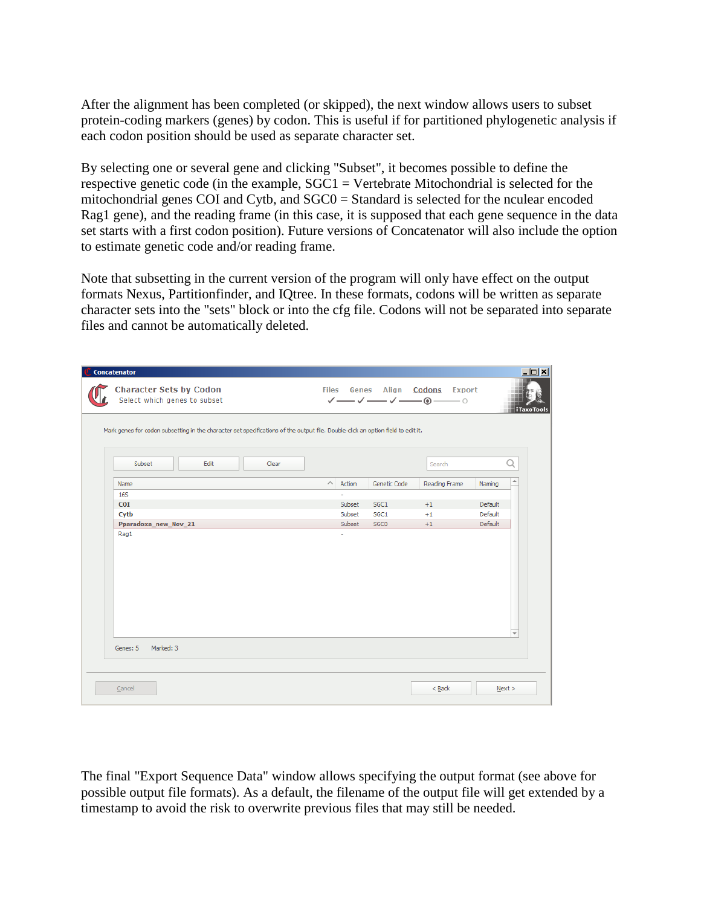After the alignment has been completed (or skipped), the next window allows users to subset protein-coding markers (genes) by codon. This is useful if for partitioned phylogenetic analysis if each codon position should be used as separate character set.

By selecting one or several gene and clicking "Subset", it becomes possible to define the respective genetic code (in the example, SGC1 = Vertebrate Mitochondrial is selected for the mitochondrial genes COI and Cytb, and SGC0 = Standard is selected for the nculear encoded Rag1 gene), and the reading frame (in this case, it is supposed that each gene sequence in the data set starts with a first codon position). Future versions of Concatenator will also include the option to estimate genetic code and/or reading frame.

Note that subsetting in the current version of the program will only have effect on the output formats Nexus, Partitionfinder, and IQtree. In these formats, codons will be written as separate character sets into the "sets" block or into the cfg file. Codons will not be separated into separate files and cannot be automatically deleted.

The final "Export Sequence Data" window allows specifying the output format (see above for possible output file formats). As a default, the filename of the output file will get extended by a timestamp to avoid the risk to overwrite previous files that may still be needed.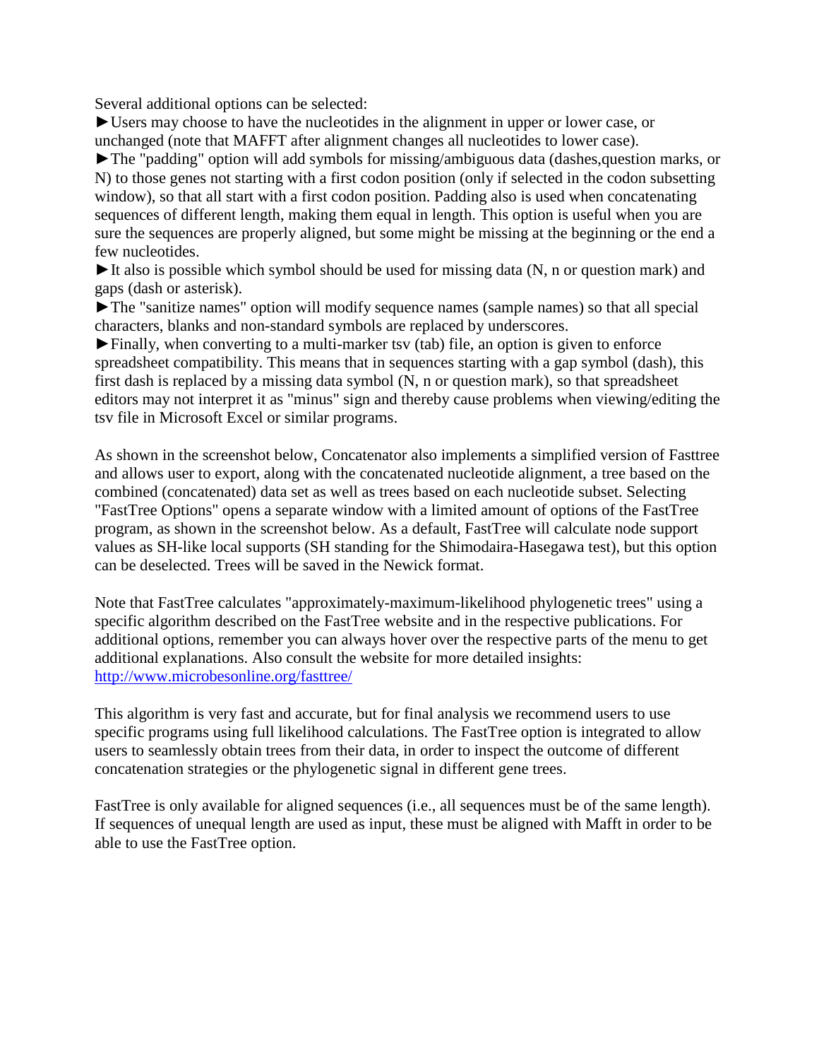Several additional options can be selected:

►Users may choose to have the nucleotides in the alignment in upper or lower case, or unchanged (note that MAFFT after alignment changes all nucleotides to lower case).

►The "padding" option will add symbols for missing/ambiguous data (dashes,question marks, or N) to those genes not starting with a first codon position (only if selected in the codon subsetting window), so that all start with a first codon position. Padding also is used when concatenating sequences of different length, making them equal in length. This option is useful when you are sure the sequences are properly aligned, but some might be missing at the beginning or the end a few nucleotides.

►It also is possible which symbol should be used for missing data (N, n or question mark) and gaps (dash or asterisk).

►The "sanitize names" option will modify sequence names (sample names) so that all special characters, blanks and non-standard symbols are replaced by underscores.

►Finally, when converting to a multi-marker tsv (tab) file, an option is given to enforce spreadsheet compatibility. This means that in sequences starting with a gap symbol (dash), this first dash is replaced by a missing data symbol (N, n or question mark), so that spreadsheet editors may not interpret it as "minus" sign and thereby cause problems when viewing/editing the tsv file in Microsoft Excel or similar programs.

As shown in the screenshot below, Concatenator also implements a simplified version of Fasttree and allows user to export, along with the concatenated nucleotide alignment, a tree based on the combined (concatenated) data set as well as trees based on each nucleotide subset. Selecting "FastTree Options" opens a separate window with a limited amount of options of the FastTree program, as shown in the screenshot below. As a default, FastTree will calculate node support values as SH-like local supports (SH standing for the Shimodaira-Hasegawa test), but this option can be deselected. Trees will be saved in the Newick format.

Note that FastTree calculates "approximately-maximum-likelihood phylogenetic trees" using a specific algorithm described on the FastTree website and in the respective publications. For additional options, remember you can always hover over the respective parts of the menu to get additional explanations. Also consult the website for more detailed insights: [http://www.microbesonline.org/fasttree/](http://www.microbesonline.org/fasttree/)

This algorithm is very fast and accurate, but for final analysis we recommend users to use specific programs using full likelihood calculations. The FastTree option is integrated to allow users to seamlessly obtain trees from their data, in order to inspect the outcome of different concatenation strategies or the phylogenetic signal in different gene trees.

FastTree is only available for aligned sequences (i.e., all sequences must be of the same length). If sequences of unequal length are used as input, these must be aligned with Mafft in order to be able to use the FastTree option.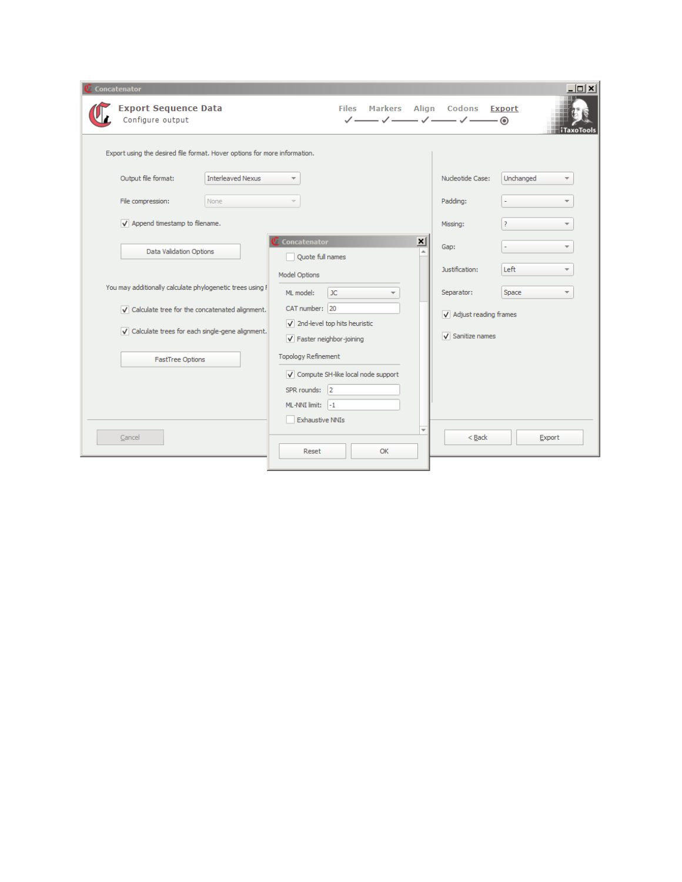Concatenator

**Export Sequence Data**
Configure output

Files — Markers — Align — Codons — Export

iTaxoTools

Export using the desired file format. Hover options for more information.

Output file format: Interleaved Nexus

File compression: None

☑ Append timestamp to filename.

Data Validation Options

You may additionally calculate phylogenetic trees using F

☑ Calculate tree for the concatenated alignment.

☑ Calculate trees for each single-gene alignment.

FastTree Options

Cancel

Concatenator

☐ Quote full names

Model Options

ML model: JC

CAT number: 20

☑ 2nd-level top hits heuristic

☑ Faster neighbor-joining

Topology Refinement

☑ Compute SH-like local node support

SPR rounds: 2

ML-NNI limit: -1

☐ Exhaustive NNIs

Reset  OK

Nucleotide Case: Unchanged

Padding: -

Missing: ?

Gap: -

Justification: Left

Separator: Space

☑ Adjust reading frames

☑ Sanitize names

< Back  Export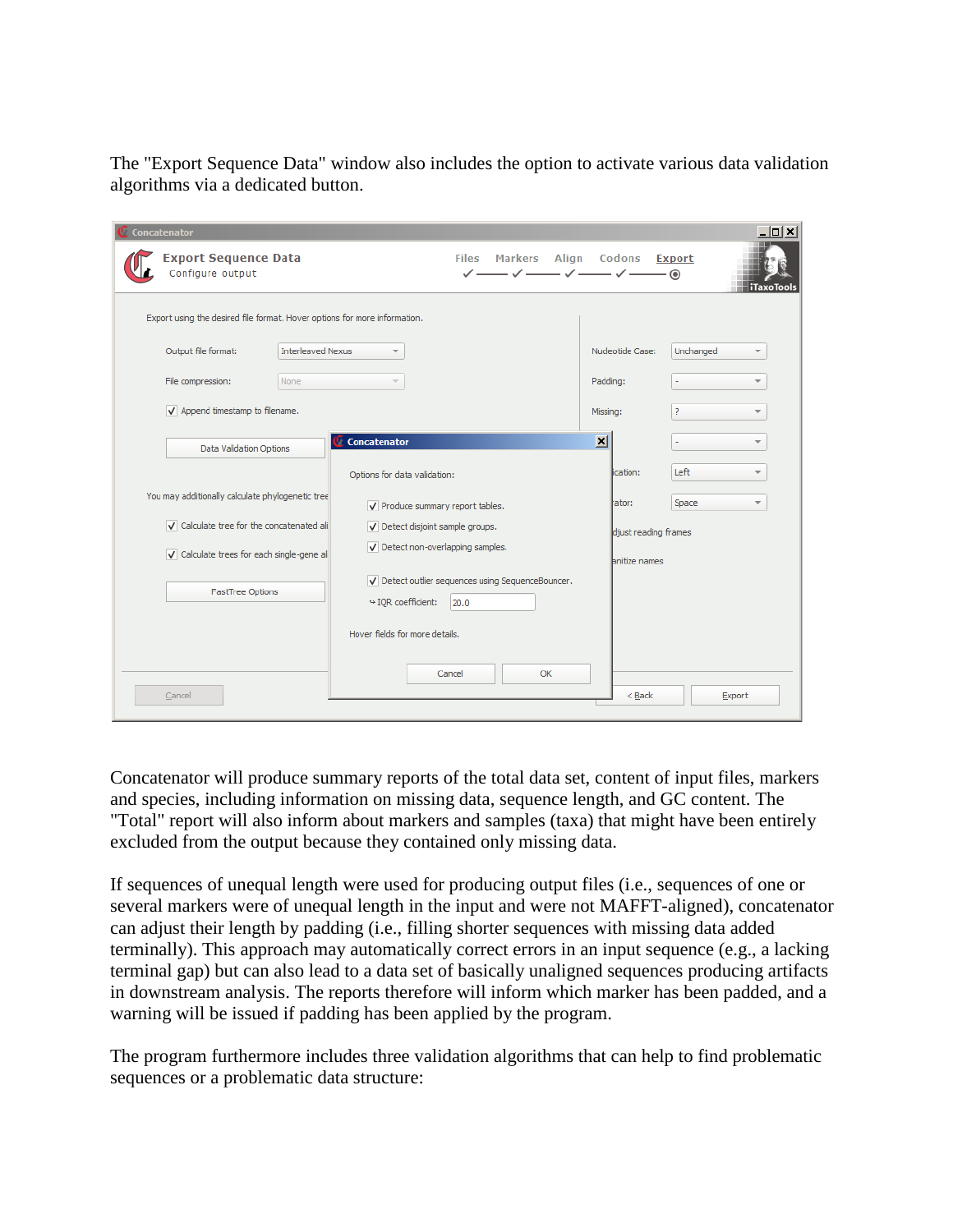The "Export Sequence Data" window also includes the option to activate various data validation algorithms via a dedicated button.

Concatenator will produce summary reports of the total data set, content of input files, markers and species, including information on missing data, sequence length, and GC content. The "Total" report will also inform about markers and samples (taxa) that might have been entirely excluded from the output because they contained only missing data.

If sequences of unequal length were used for producing output files (i.e., sequences of one or several markers were of unequal length in the input and were not MAFFT-aligned), concatenator can adjust their length by padding (i.e., filling shorter sequences with missing data added terminally). This approach may automatically correct errors in an input sequence (e.g., a lacking terminal gap) but can also lead to a data set of basically unaligned sequences producing artifacts in downstream analysis. The reports therefore will inform which marker has been padded, and a warning will be issued if padding has been applied by the program.

The program furthermore includes three validation algorithms that can help to find problematic sequences or a problematic data structure: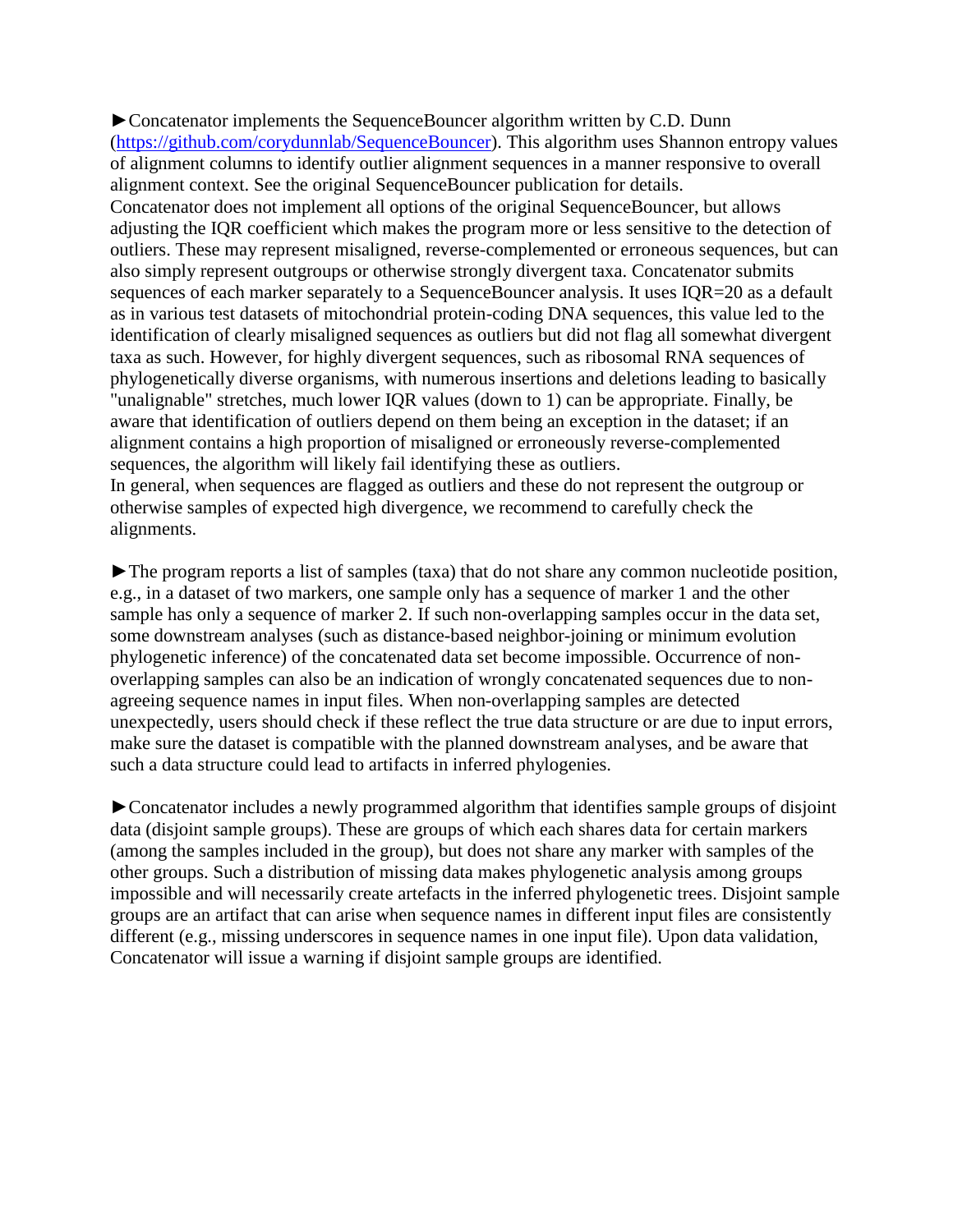►Concatenator implements the SequenceBouncer algorithm written by C.D. Dunn ([https://github.com/corydunnlab/SequenceBouncer](https://github.com/corydunnlab/SequenceBouncer)). This algorithm uses Shannon entropy values of alignment columns to identify outlier alignment sequences in a manner responsive to overall alignment context. See the original SequenceBouncer publication for details.
Concatenator does not implement all options of the original SequenceBouncer, but allows adjusting the IQR coefficient which makes the program more or less sensitive to the detection of outliers. These may represent misaligned, reverse-complemented or erroneous sequences, but can also simply represent outgroups or otherwise strongly divergent taxa. Concatenator submits sequences of each marker separately to a SequenceBouncer analysis. It uses IQR=20 as a default as in various test datasets of mitochondrial protein-coding DNA sequences, this value led to the identification of clearly misaligned sequences as outliers but did not flag all somewhat divergent taxa as such. However, for highly divergent sequences, such as ribosomal RNA sequences of phylogenetically diverse organisms, with numerous insertions and deletions leading to basically "unalignable" stretches, much lower IQR values (down to 1) can be appropriate. Finally, be aware that identification of outliers depend on them being an exception in the dataset; if an alignment contains a high proportion of misaligned or erroneously reverse-complemented sequences, the algorithm will likely fail identifying these as outliers.
In general, when sequences are flagged as outliers and these do not represent the outgroup or otherwise samples of expected high divergence, we recommend to carefully check the alignments.

►The program reports a list of samples (taxa) that do not share any common nucleotide position, e.g., in a dataset of two markers, one sample only has a sequence of marker 1 and the other sample has only a sequence of marker 2. If such non-overlapping samples occur in the data set, some downstream analyses (such as distance-based neighbor-joining or minimum evolution phylogenetic inference) of the concatenated data set become impossible. Occurrence of non-overlapping samples can also be an indication of wrongly concatenated sequences due to non-agreeing sequence names in input files. When non-overlapping samples are detected unexpectedly, users should check if these reflect the true data structure or are due to input errors, make sure the dataset is compatible with the planned downstream analyses, and be aware that such a data structure could lead to artifacts in inferred phylogenies.

►Concatenator includes a newly programmed algorithm that identifies sample groups of disjoint data (disjoint sample groups). These are groups of which each shares data for certain markers (among the samples included in the group), but does not share any marker with samples of the other groups. Such a distribution of missing data makes phylogenetic analysis among groups impossible and will necessarily create artefacts in the inferred phylogenetic trees. Disjoint sample groups are an artifact that can arise when sequence names in different input files are consistently different (e.g., missing underscores in sequence names in one input file). Upon data validation, Concatenator will issue a warning if disjoint sample groups are identified.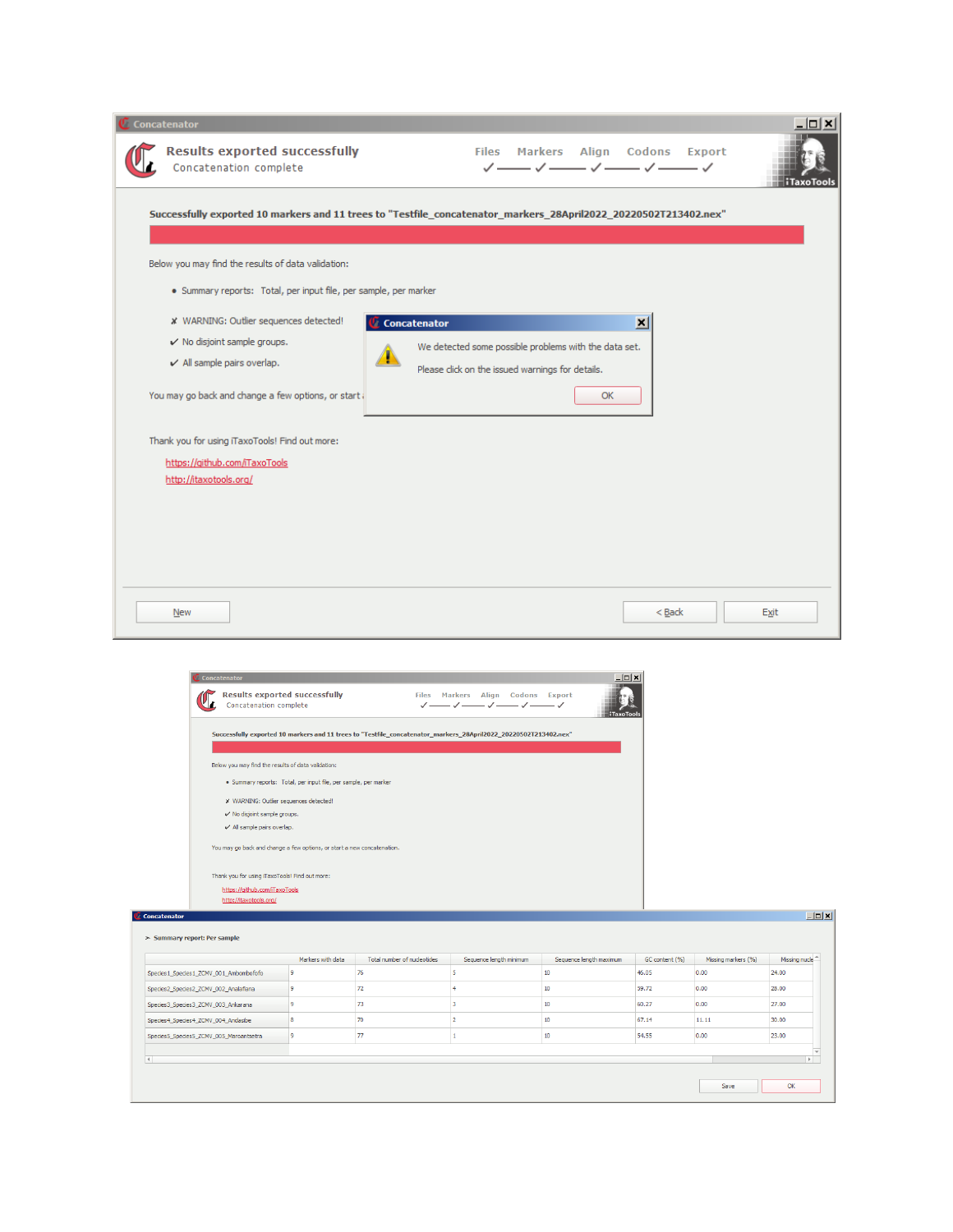Concatenator

**Results exported successfully**
Concatenation complete

Files — Markers — Align — Codons — Export
✓ — ✓ — ✓ — ✓ — ✓

iTaxoTools

**Successfully exported 10 markers and 11 trees to "Testfile_concatenator_markers_28April2022_20220502T213402.nex"**

Below you may find the results of data validation:

- Summary reports: Total, per input file, per sample, per marker

✗ WARNING: Outlier sequences detected!
✓ No disjoint sample groups.
✓ All sample pairs overlap.

You may go back and change a few options, or start a new concatenation.

Thank you for using iTaxoTools! Find out more:

https://github.com/iTaxoTools
http://itaxotools.org/

New    < Back    Exit

Concatenator

We detected some possible problems with the data set.

Please click on the issued warnings for details.

OK

---

Concatenator

**Results exported successfully**
Concatenation complete

Files — Markers — Align — Codons — Export
✓ — ✓ — ✓ — ✓ — ✓

**Successfully exported 10 markers and 11 trees to "Testfile_concatenator_markers_28April2022_20220502T213402.nex"**

Below you may find the results of data validation:

- Summary reports: Total, per input file, per sample, per marker

✗ WARNING: Outlier sequences detected!
✓ No disjoint sample groups.
✓ All sample pairs overlap.

You may go back and change a few options, or start a new concatenation.

Thank you for using iTaxoTools! Find out more:

https://github.com/iTaxoTools
http://itaxotools.org/

Concatenator

> **Summary report: Per sample**

| | Markers with data | Total number of nucleotides | Sequence length minimum | Sequence length maximum | GC content (%) | Missing markers (%) | Missing nucle |
|---|---|---|---|---|---|---|---|
| Species1_Species1_ZCMV_001_Ambombofofo | 9 | 76 | 5 | 10 | 46.05 | 0.00 | 24.00 |
| Species2_Species2_ZCMV_002_Analafiana | 9 | 72 | 4 | 10 | 59.72 | 0.00 | 28.00 |
| Species3_Species3_ZCMV_003_Ankarana | 9 | 73 | 3 | 10 | 60.27 | 0.00 | 27.00 |
| Species4_Species4_ZCMV_004_Andasibe | 8 | 70 | 2 | 10 | 67.14 | 11.11 | 30.00 |
| Species5_Species5_ZCMV_005_Marojantsetra | 9 | 77 | 1 | 10 | 54.55 | 0.00 | 23.00 |

Save    OK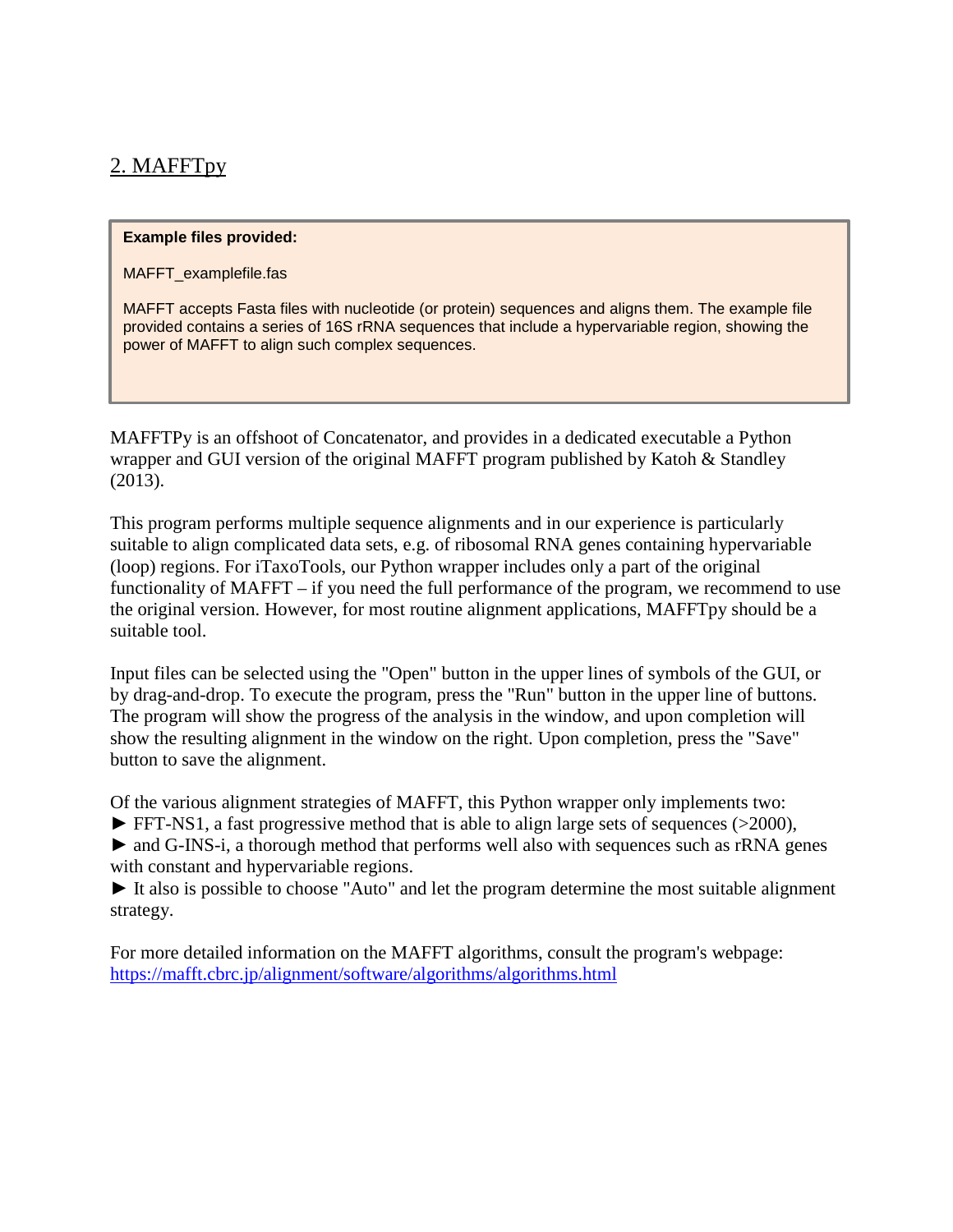## 2. MAFFTpy

> **Example files provided:**
>
> MAFFT_examplefile.fas
>
> MAFFT accepts Fasta files with nucleotide (or protein) sequences and aligns them. The example file provided contains a series of 16S rRNA sequences that include a hypervariable region, showing the power of MAFFT to align such complex sequences.

MAFFTPy is an offshoot of Concatenator, and provides in a dedicated executable a Python wrapper and GUI version of the original MAFFT program published by Katoh & Standley (2013).

This program performs multiple sequence alignments and in our experience is particularly suitable to align complicated data sets, e.g. of ribosomal RNA genes containing hypervariable (loop) regions. For iTaxoTools, our Python wrapper includes only a part of the original functionality of MAFFT – if you need the full performance of the program, we recommend to use the original version. However, for most routine alignment applications, MAFFTpy should be a suitable tool.

Input files can be selected using the "Open" button in the upper lines of symbols of the GUI, or by drag-and-drop. To execute the program, press the "Run" button in the upper line of buttons. The program will show the progress of the analysis in the window, and upon completion will show the resulting alignment in the window on the right. Upon completion, press the "Save" button to save the alignment.

Of the various alignment strategies of MAFFT, this Python wrapper only implements two:
► FFT-NS1, a fast progressive method that is able to align large sets of sequences (>2000),
► and G-INS-i, a thorough method that performs well also with sequences such as rRNA genes with constant and hypervariable regions.
► It also is possible to choose "Auto" and let the program determine the most suitable alignment strategy.

For more detailed information on the MAFFT algorithms, consult the program's webpage: https://mafft.cbrc.jp/alignment/software/algorithms/algorithms.html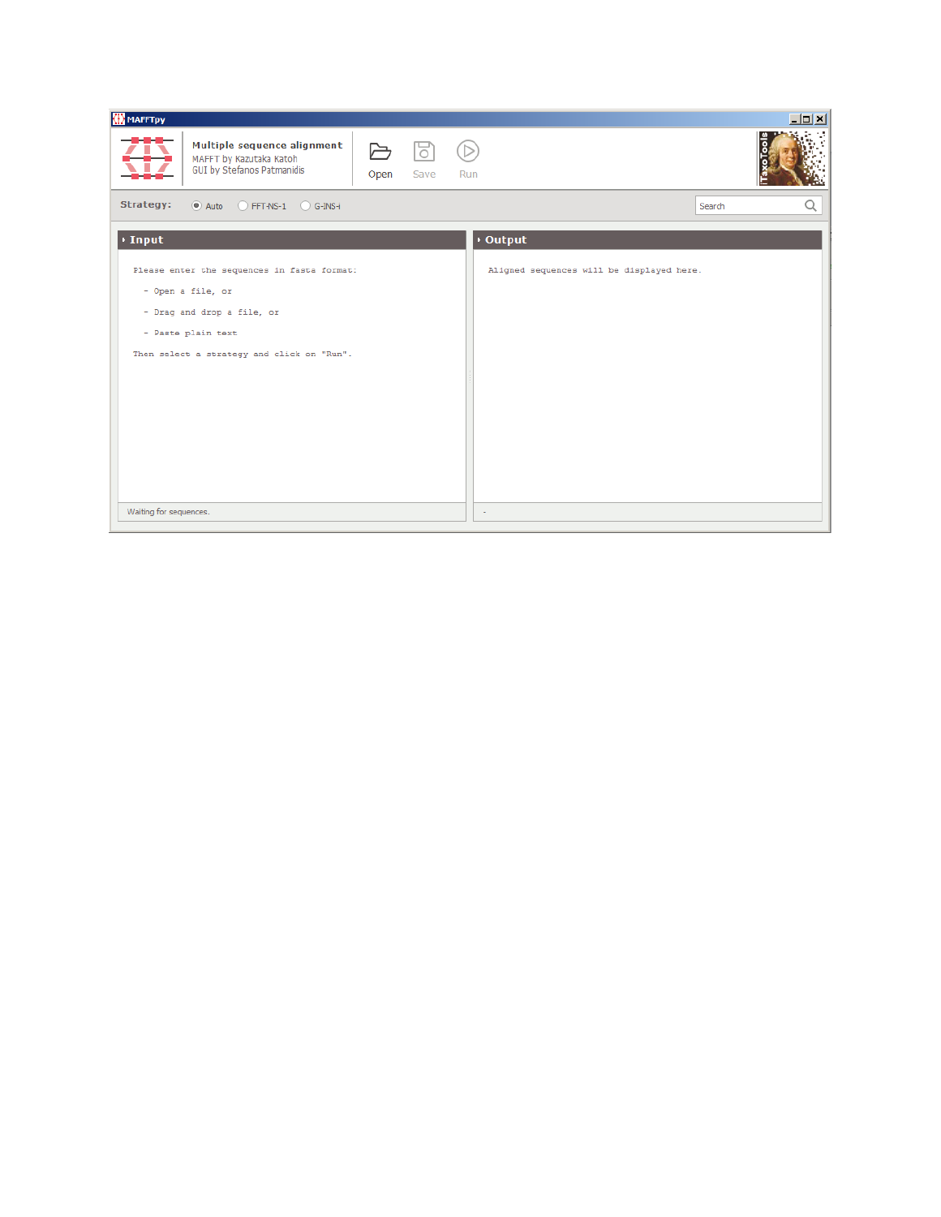MAFFTpy

**Multiple sequence alignment**
MAFFT by Kazutaka Katoh
GUI by Stefanos Patmanidis

Open | Save | Run

TaxoTools

Strategy: Auto | FFT-NS-1 | G-INS-i

Search

**Input**

Please enter the sequences in fasta format:

- Open a file, or
- Drag and drop a file, or
- Paste plain text

Then select a strategy and click on "Run".

Waiting for sequences.

**Output**

Aligned sequences will be displayed here.

-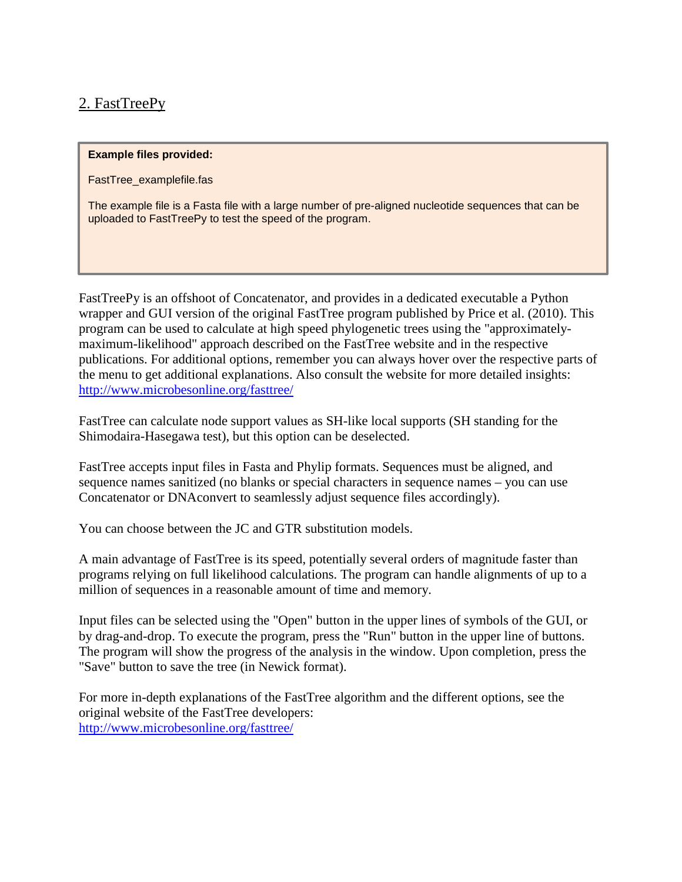## 2. FastTreePy

**Example files provided:**

FastTree_examplefile.fas

The example file is a Fasta file with a large number of pre-aligned nucleotide sequences that can be uploaded to FastTreePy to test the speed of the program.

FastTreePy is an offshoot of Concatenator, and provides in a dedicated executable a Python wrapper and GUI version of the original FastTree program published by Price et al. (2010). This program can be used to calculate at high speed phylogenetic trees using the "approximately-maximum-likelihood" approach described on the FastTree website and in the respective publications. For additional options, remember you can always hover over the respective parts of the menu to get additional explanations. Also consult the website for more detailed insights: http://www.microbesonline.org/fasttree/

FastTree can calculate node support values as SH-like local supports (SH standing for the Shimodaira-Hasegawa test), but this option can be deselected.

FastTree accepts input files in Fasta and Phylip formats. Sequences must be aligned, and sequence names sanitized (no blanks or special characters in sequence names – you can use Concatenator or DNAconvert to seamlessly adjust sequence files accordingly).

You can choose between the JC and GTR substitution models.

A main advantage of FastTree is its speed, potentially several orders of magnitude faster than programs relying on full likelihood calculations. The program can handle alignments of up to a million of sequences in a reasonable amount of time and memory.

Input files can be selected using the "Open" button in the upper lines of symbols of the GUI, or by drag-and-drop. To execute the program, press the "Run" button in the upper line of buttons. The program will show the progress of the analysis in the window. Upon completion, press the "Save" button to save the tree (in Newick format).

For more in-depth explanations of the FastTree algorithm and the different options, see the original website of the FastTree developers:
http://www.microbesonline.org/fasttree/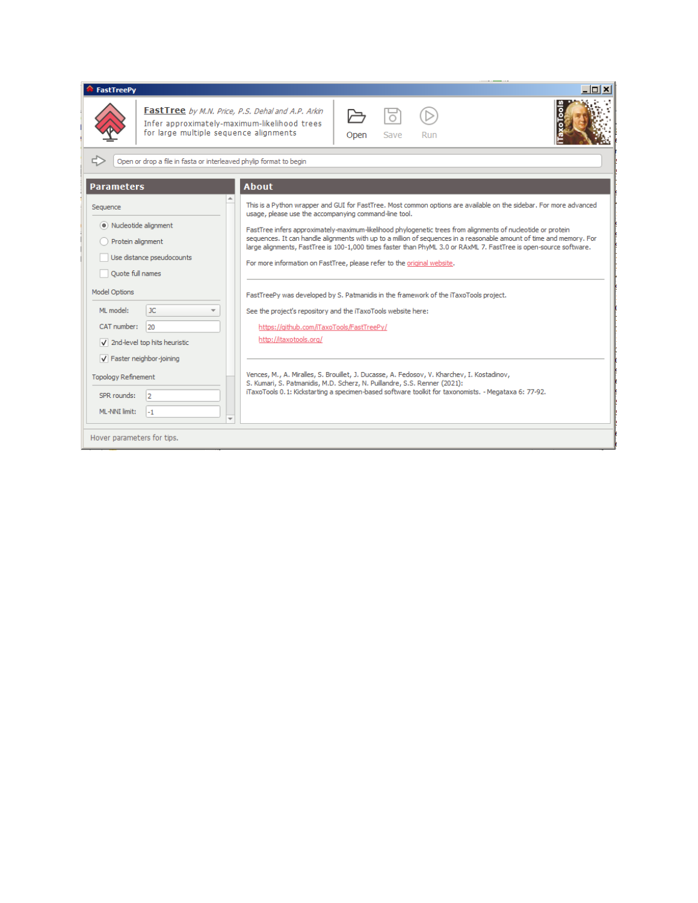FastTreePy

FastTree *by M.N. Price, P.S. Dehal and A.P. Arkin*

Infer approximately-maximum-likelihood trees for large multiple sequence alignments

Open Save Run

Open or drop a file in fasta or interleaved phylip format to begin

## Parameters

Sequence

- Nucleotide alignment
- Protein alignment
- Use distance pseudocounts
- Quote full names

Model Options

ML model: JC

CAT number: 20

- 2nd-level top hits heuristic
- Faster neighbor-joining

Topology Refinement

SPR rounds: 2

ML-NNI limit: -1

## About

This is a Python wrapper and GUI for FastTree. Most common options are available on the sidebar. For more advanced usage, please use the accompanying command-line tool.

FastTree infers approximately-maximum-likelihood phylogenetic trees from alignments of nucleotide or protein sequences. It can handle alignments with up to a million of sequences in a reasonable amount of time and memory. For large alignments, FastTree is 100-1,000 times faster than PhyML 3.0 or RAxML 7. FastTree is open-source software.

For more information on FastTree, please refer to the original website.

FastTreePy was developed by S. Patmanidis in the framework of the iTaxoTools project.

See the project's repository and the iTaxoTools website here:

https://github.com/iTaxoTools/FastTreePy/

http://itaxotools.org/

Vences, M., A. Miralles, S. Brouillet, J. Ducasse, A. Fedosov, V. Kharchev, I. Kostadinov, S. Kumari, S. Patmanidis, M.D. Scherz, N. Puillandre, S.S. Renner (2021): iTaxoTools 0.1: Kickstarting a specimen-based software toolkit for taxonomists. - Megataxa 6: 77-92.

Hover parameters for tips.